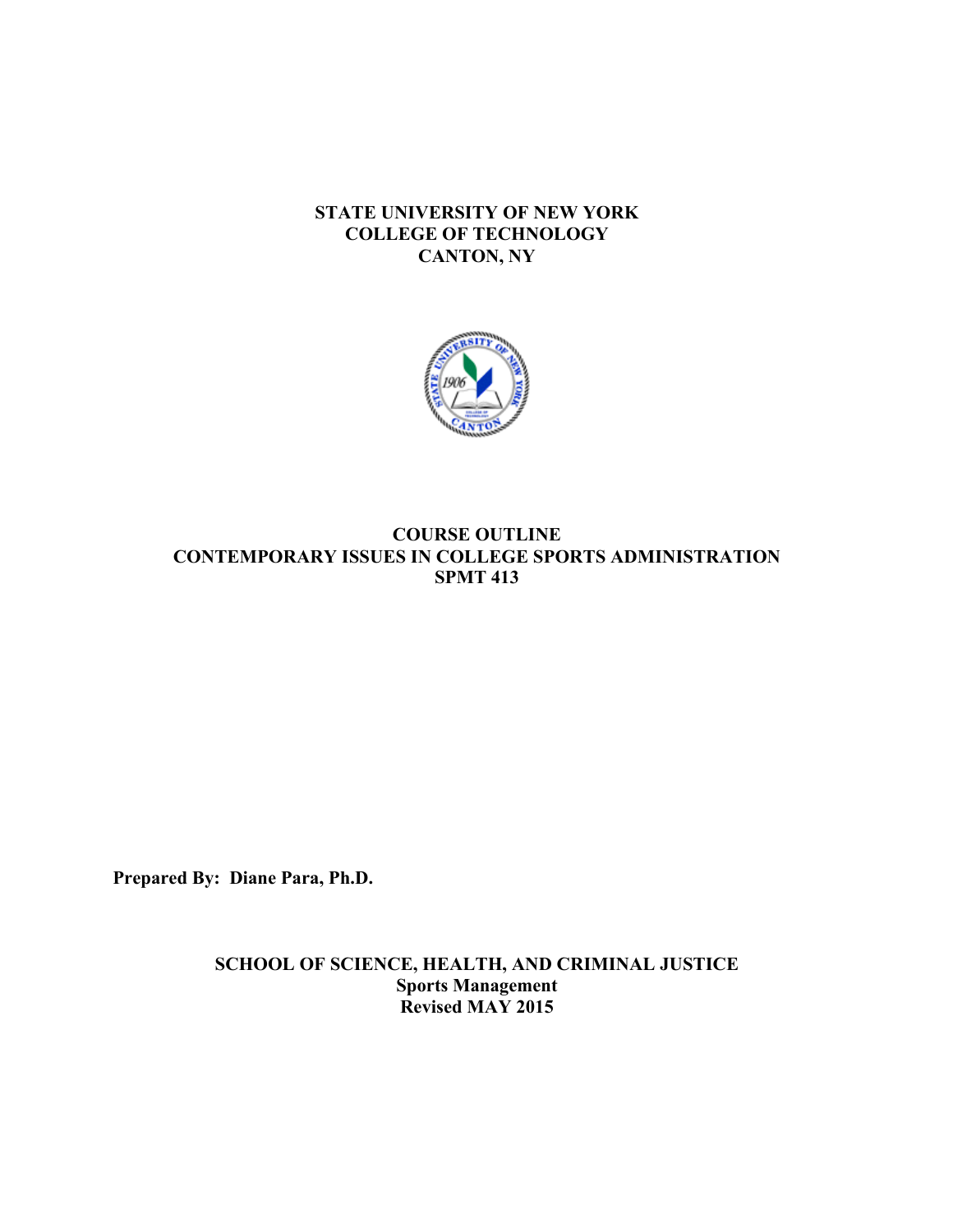**STATE UNIVERSITY OF NEW YORK**
**COLLEGE OF TECHNOLOGY**
**CANTON, NY**

# COURSE OUTLINE
# CONTEMPORARY ISSUES IN COLLEGE SPORTS ADMINISTRATION
# SPMT 413

**Prepared By: Diane Para, Ph.D.**

**SCHOOL OF SCIENCE, HEALTH, AND CRIMINAL JUSTICE**
**Sports Management**
**Revised MAY 2015**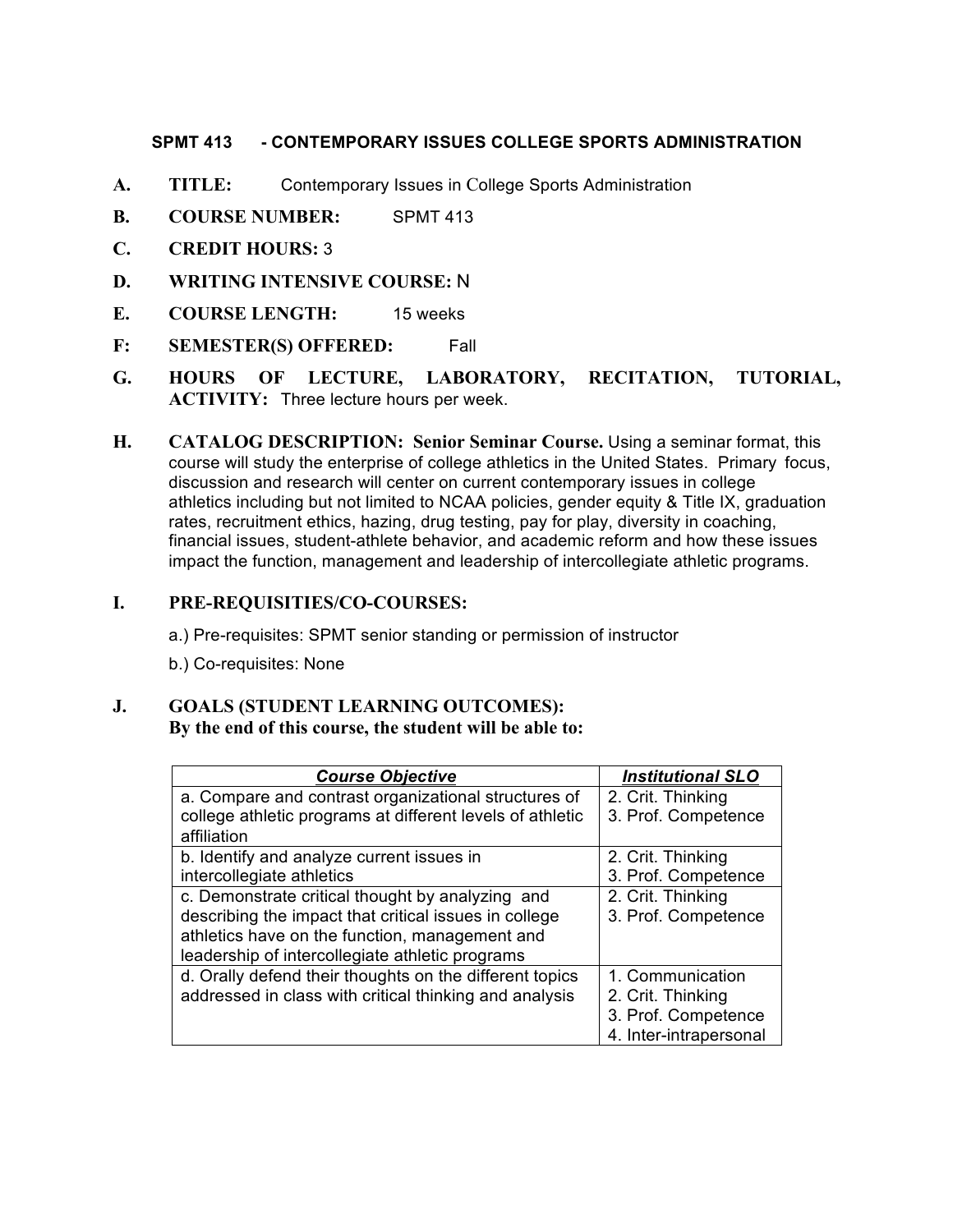**SPMT 413 - CONTEMPORARY ISSUES COLLEGE SPORTS ADMINISTRATION**

**A. TITLE:** Contemporary Issues in College Sports Administration

**B. COURSE NUMBER:** SPMT 413

**C. CREDIT HOURS:** 3

**D. WRITING INTENSIVE COURSE:** N

**E. COURSE LENGTH:** 15 weeks

**F: SEMESTER(S) OFFERED:** Fall

**G. HOURS OF LECTURE, LABORATORY, RECITATION, TUTORIAL, ACTIVITY:** Three lecture hours per week.

**H. CATALOG DESCRIPTION: Senior Seminar Course.** Using a seminar format, this course will study the enterprise of college athletics in the United States. Primary focus, discussion and research will center on current contemporary issues in college athletics including but not limited to NCAA policies, gender equity & Title IX, graduation rates, recruitment ethics, hazing, drug testing, pay for play, diversity in coaching, financial issues, student-athlete behavior, and academic reform and how these issues impact the function, management and leadership of intercollegiate athletic programs.

**I. PRE-REQUISITIES/CO-COURSES:**

a.) Pre-requisites: SPMT senior standing or permission of instructor

b.) Co-requisites: None

**J. GOALS (STUDENT LEARNING OUTCOMES):**
**By the end of this course, the student will be able to:**

| ***Course Objective*** | ***Institutional SLO*** |
|---|---|
| a. Compare and contrast organizational structures of college athletic programs at different levels of athletic affiliation | 2. Crit. Thinking<br>3. Prof. Competence |
| b. Identify and analyze current issues in intercollegiate athletics | 2. Crit. Thinking<br>3. Prof. Competence |
| c. Demonstrate critical thought by analyzing and describing the impact that critical issues in college athletics have on the function, management and leadership of intercollegiate athletic programs | 2. Crit. Thinking<br>3. Prof. Competence |
| d. Orally defend their thoughts on the different topics addressed in class with critical thinking and analysis | 1. Communication<br>2. Crit. Thinking<br>3. Prof. Competence<br>4. Inter-intrapersonal |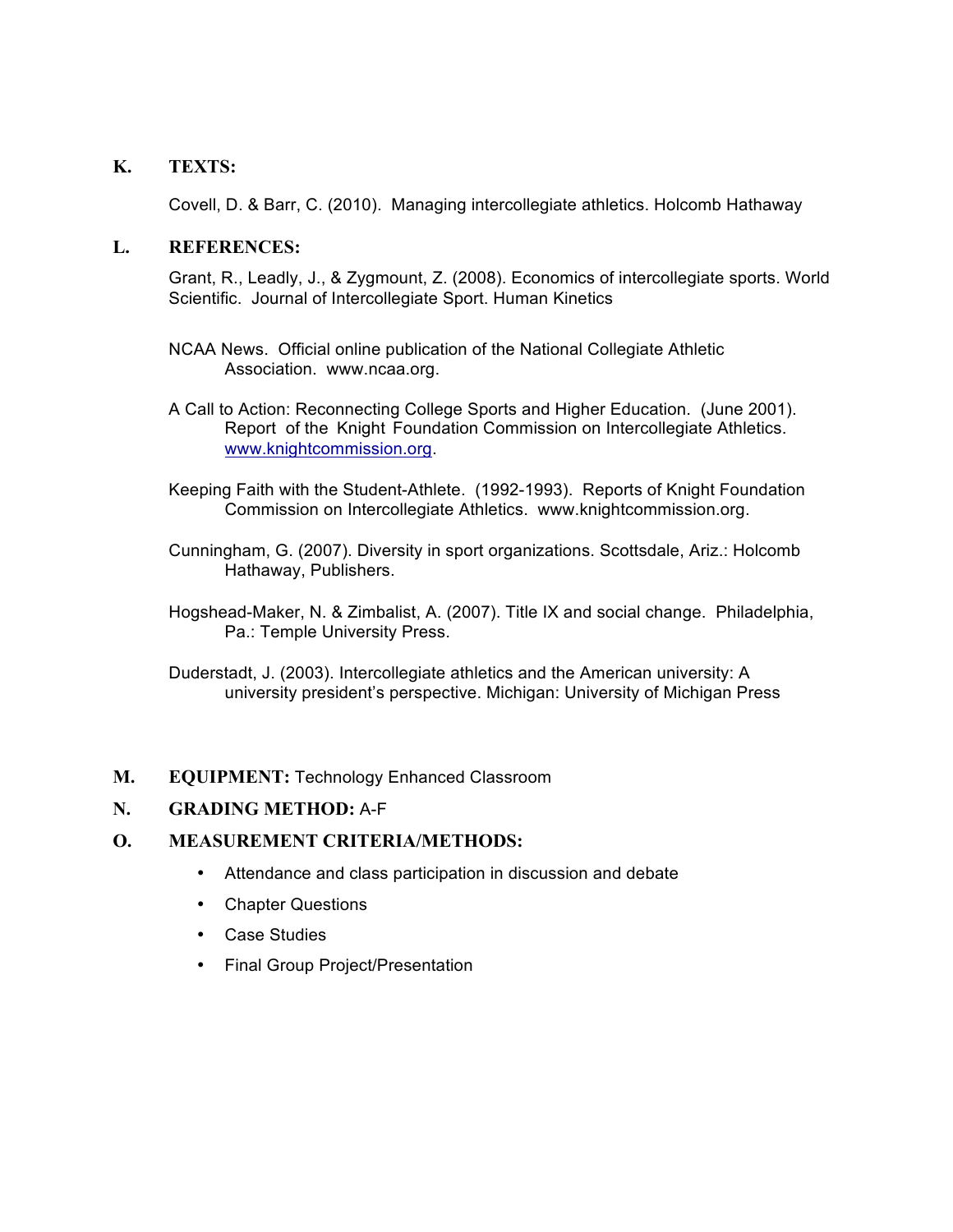## K. TEXTS:

Covell, D. & Barr, C. (2010). Managing intercollegiate athletics. Holcomb Hathaway

## L. REFERENCES:

Grant, R., Leadly, J., & Zygmount, Z. (2008). Economics of intercollegiate sports. World Scientific. Journal of Intercollegiate Sport. Human Kinetics

NCAA News. Official online publication of the National Collegiate Athletic Association. www.ncaa.org.

A Call to Action: Reconnecting College Sports and Higher Education. (June 2001). Report of the Knight Foundation Commission on Intercollegiate Athletics. www.knightcommission.org.

Keeping Faith with the Student-Athlete. (1992-1993). Reports of Knight Foundation Commission on Intercollegiate Athletics. www.knightcommission.org.

Cunningham, G. (2007). Diversity in sport organizations. Scottsdale, Ariz.: Holcomb Hathaway, Publishers.

Hogshead-Maker, N. & Zimbalist, A. (2007). Title IX and social change. Philadelphia, Pa.: Temple University Press.

Duderstadt, J. (2003). Intercollegiate athletics and the American university: A university president's perspective. Michigan: University of Michigan Press

## M. EQUIPMENT: Technology Enhanced Classroom

## N. GRADING METHOD: A-F

## O. MEASUREMENT CRITERIA/METHODS:

- Attendance and class participation in discussion and debate
- Chapter Questions
- Case Studies
- Final Group Project/Presentation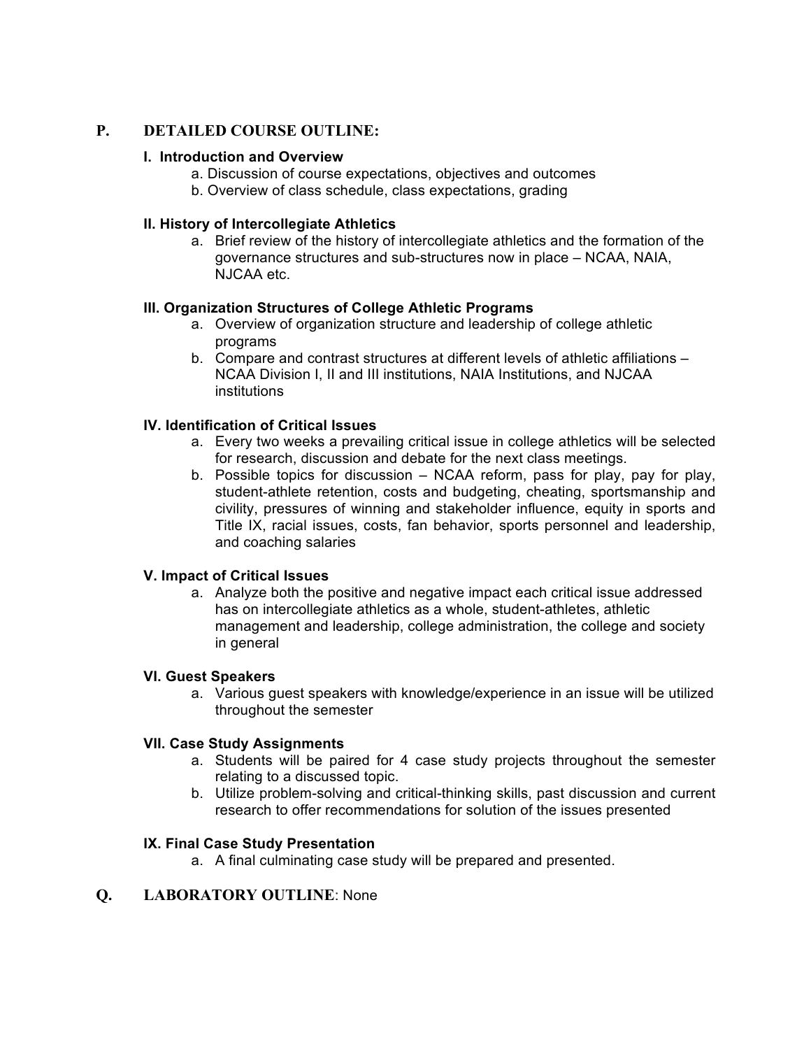## P. DETAILED COURSE OUTLINE:

**I. Introduction and Overview**

a. Discussion of course expectations, objectives and outcomes
b. Overview of class schedule, class expectations, grading

**II. History of Intercollegiate Athletics**

a. Brief review of the history of intercollegiate athletics and the formation of the governance structures and sub-structures now in place – NCAA, NAIA, NJCAA etc.

**III. Organization Structures of College Athletic Programs**

a. Overview of organization structure and leadership of college athletic programs
b. Compare and contrast structures at different levels of athletic affiliations – NCAA Division I, II and III institutions, NAIA Institutions, and NJCAA institutions

**IV. Identification of Critical Issues**

a. Every two weeks a prevailing critical issue in college athletics will be selected for research, discussion and debate for the next class meetings.
b. Possible topics for discussion – NCAA reform, pass for play, pay for play, student-athlete retention, costs and budgeting, cheating, sportsmanship and civility, pressures of winning and stakeholder influence, equity in sports and Title IX, racial issues, costs, fan behavior, sports personnel and leadership, and coaching salaries

**V. Impact of Critical Issues**

a. Analyze both the positive and negative impact each critical issue addressed has on intercollegiate athletics as a whole, student-athletes, athletic management and leadership, college administration, the college and society in general

**VI. Guest Speakers**

a. Various guest speakers with knowledge/experience in an issue will be utilized throughout the semester

**VII. Case Study Assignments**

a. Students will be paired for 4 case study projects throughout the semester relating to a discussed topic.
b. Utilize problem-solving and critical-thinking skills, past discussion and current research to offer recommendations for solution of the issues presented

**IX. Final Case Study Presentation**

a. A final culminating case study will be prepared and presented.

## Q. LABORATORY OUTLINE: None